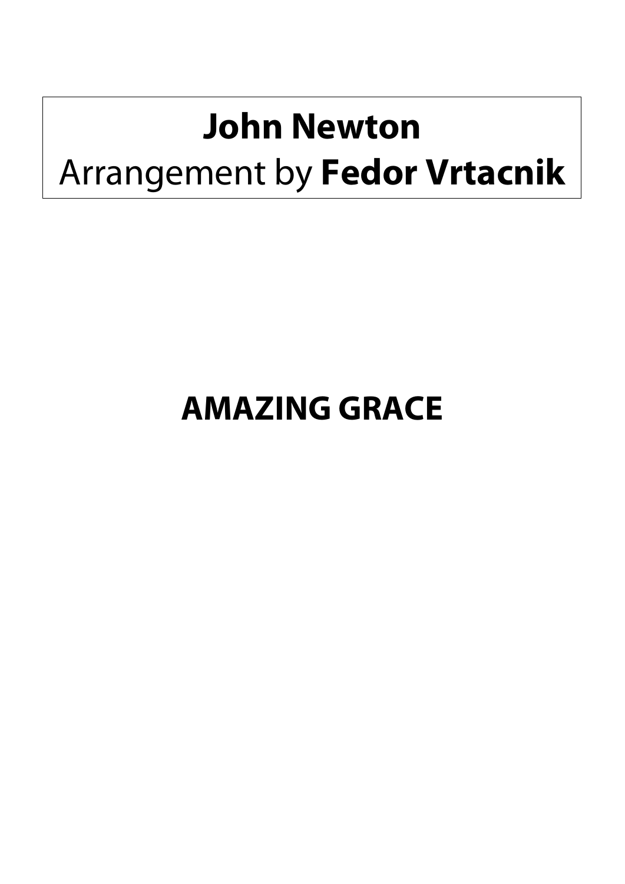**John Newton**
Arrangement by **Fedor Vrtacnik**

# AMAZING GRACE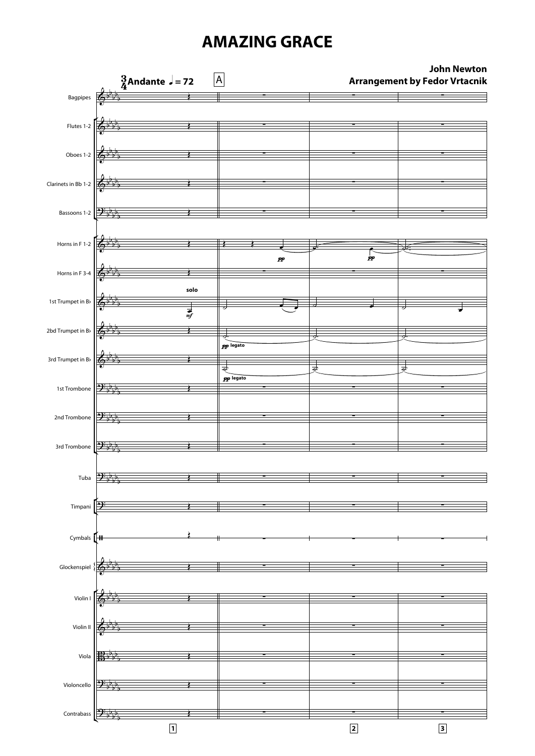# AMAZING GRACE

**John Newton**
**Arrangement by Fedor Vrtacnik**

$\frac{3}{4}$ **Andante** ♩ = 72

A

Bagpipes

Flutes 1-2

Oboes 1-2

Clarinets in Bb 1-2

Bassoons 1-2

Horns in F 1-2

Horns in F 3-4

1st Trumpet in B♭

2bd Trumpet in B♭

3rd Trumpet in B♭

1st Trombone

2nd Trombone

3rd Trombone

Tuba

Timpani

Cymbals

Glockenspiel

Violin I

Violin II

Viola

Violoncello

Contrabass

solo

*mf*

*pp*

*pp*

*pp* legato

*pp* legato

1

2

3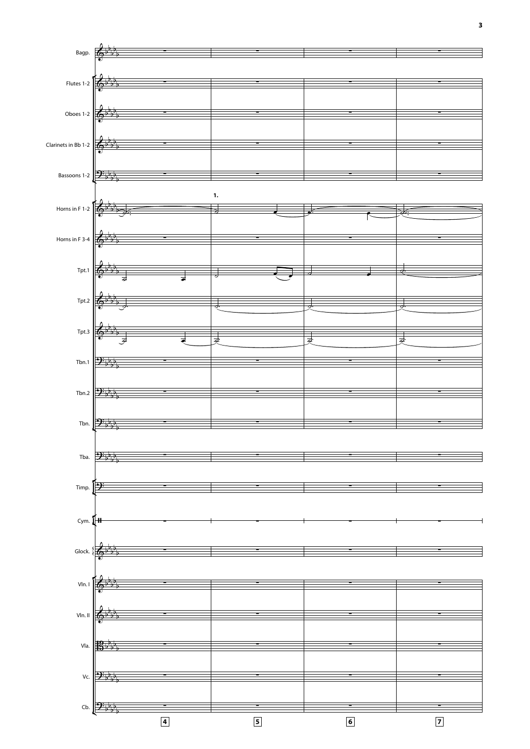Bagp.

Flutes 1-2

Oboes 1-2

Clarinets in Bb 1-2

Bassoons 1-2

Horns in F 1-2

1.

Horns in F 3-4

Tpt.1

Tpt.2

Tpt.3

Tbn.1

Tbn.2

Tbn.

Tba.

Timp.

Cym.

Glock.

Vln. I

Vln. II

Vla.

Vc.

Cb.

4

5

6

7